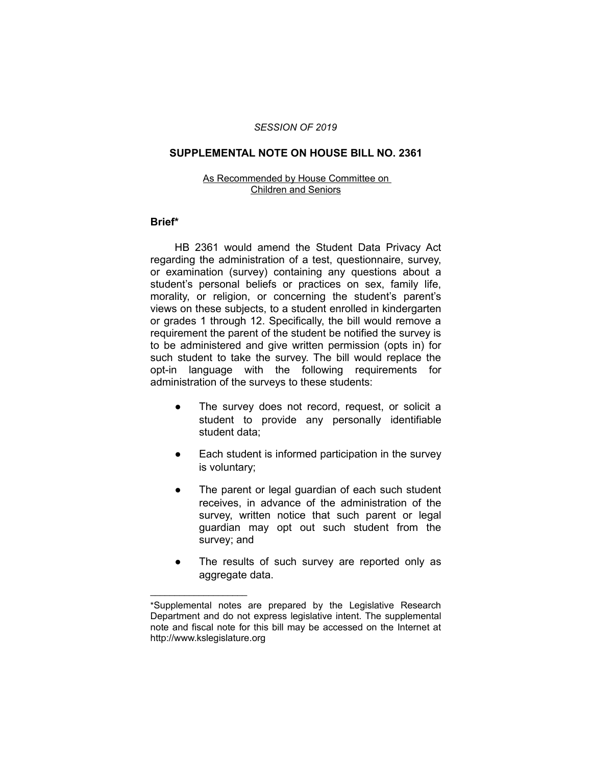*SESSION OF 2019*

## SUPPLEMENTAL NOTE ON HOUSE BILL NO. 2361

As Recommended by House Committee on Children and Seniors

### Brief*

HB 2361 would amend the Student Data Privacy Act regarding the administration of a test, questionnaire, survey, or examination (survey) containing any questions about a student's personal beliefs or practices on sex, family life, morality, or religion, or concerning the student's parent's views on these subjects, to a student enrolled in kindergarten or grades 1 through 12. Specifically, the bill would remove a requirement the parent of the student be notified the survey is to be administered and give written permission (opts in) for such student to take the survey. The bill would replace the opt-in language with the following requirements for administration of the surveys to these students:

- The survey does not record, request, or solicit a student to provide any personally identifiable student data;
- Each student is informed participation in the survey is voluntary;
- The parent or legal guardian of each such student receives, in advance of the administration of the survey, written notice that such parent or legal guardian may opt out such student from the survey; and
- The results of such survey are reported only as aggregate data.

---

*Supplemental notes are prepared by the Legislative Research Department and do not express legislative intent. The supplemental note and fiscal note for this bill may be accessed on the Internet at http://www.kslegislature.org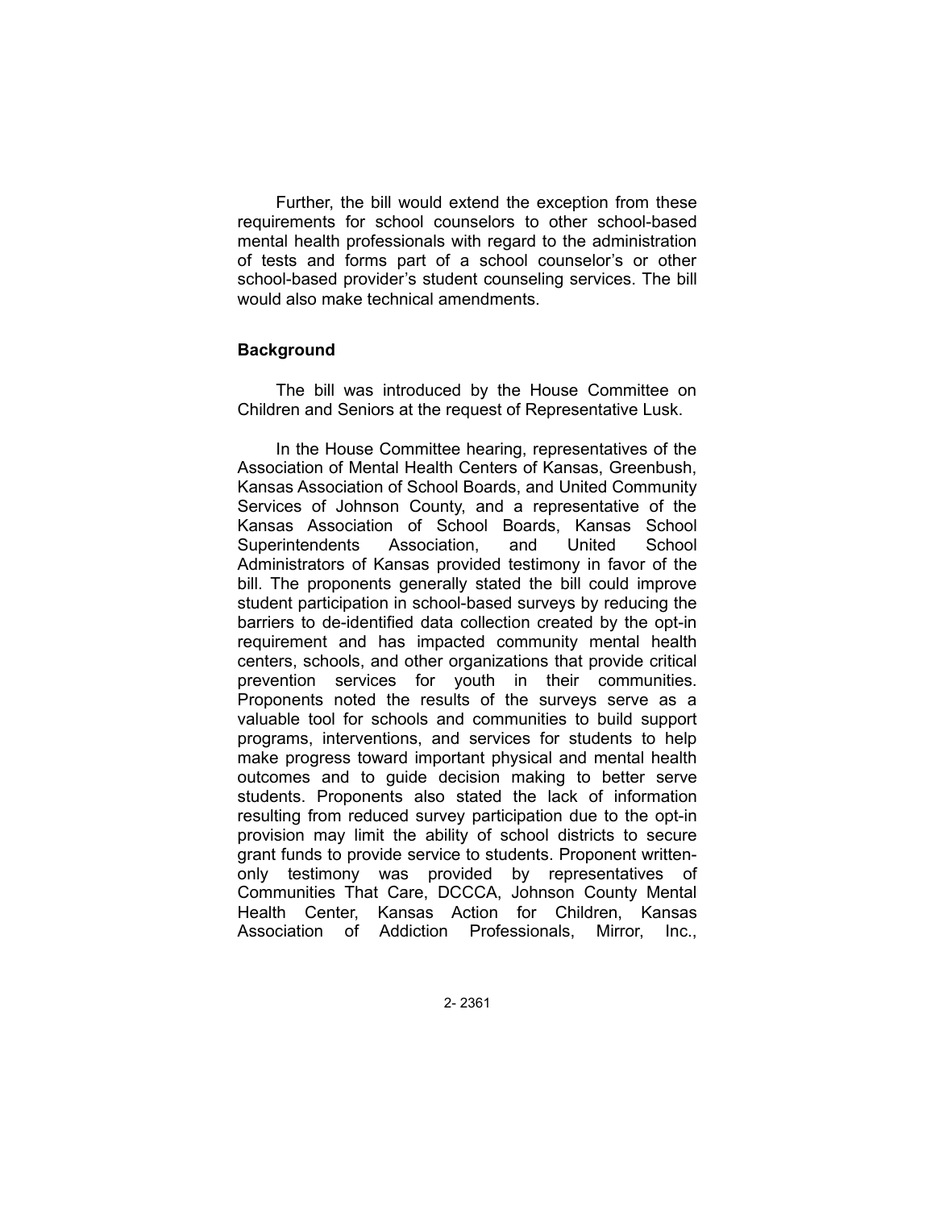Further, the bill would extend the exception from these requirements for school counselors to other school-based mental health professionals with regard to the administration of tests and forms part of a school counselor's or other school-based provider's student counseling services. The bill would also make technical amendments.

**Background**

The bill was introduced by the House Committee on Children and Seniors at the request of Representative Lusk.

In the House Committee hearing, representatives of the Association of Mental Health Centers of Kansas, Greenbush, Kansas Association of School Boards, and United Community Services of Johnson County, and a representative of the Kansas Association of School Boards, Kansas School Superintendents Association, and United School Administrators of Kansas provided testimony in favor of the bill. The proponents generally stated the bill could improve student participation in school-based surveys by reducing the barriers to de-identified data collection created by the opt-in requirement and has impacted community mental health centers, schools, and other organizations that provide critical prevention services for youth in their communities. Proponents noted the results of the surveys serve as a valuable tool for schools and communities to build support programs, interventions, and services for students to help make progress toward important physical and mental health outcomes and to guide decision making to better serve students. Proponents also stated the lack of information resulting from reduced survey participation due to the opt-in provision may limit the ability of school districts to secure grant funds to provide service to students. Proponent written-only testimony was provided by representatives of Communities That Care, DCCCA, Johnson County Mental Health Center, Kansas Action for Children, Kansas Association of Addiction Professionals, Mirror, Inc.,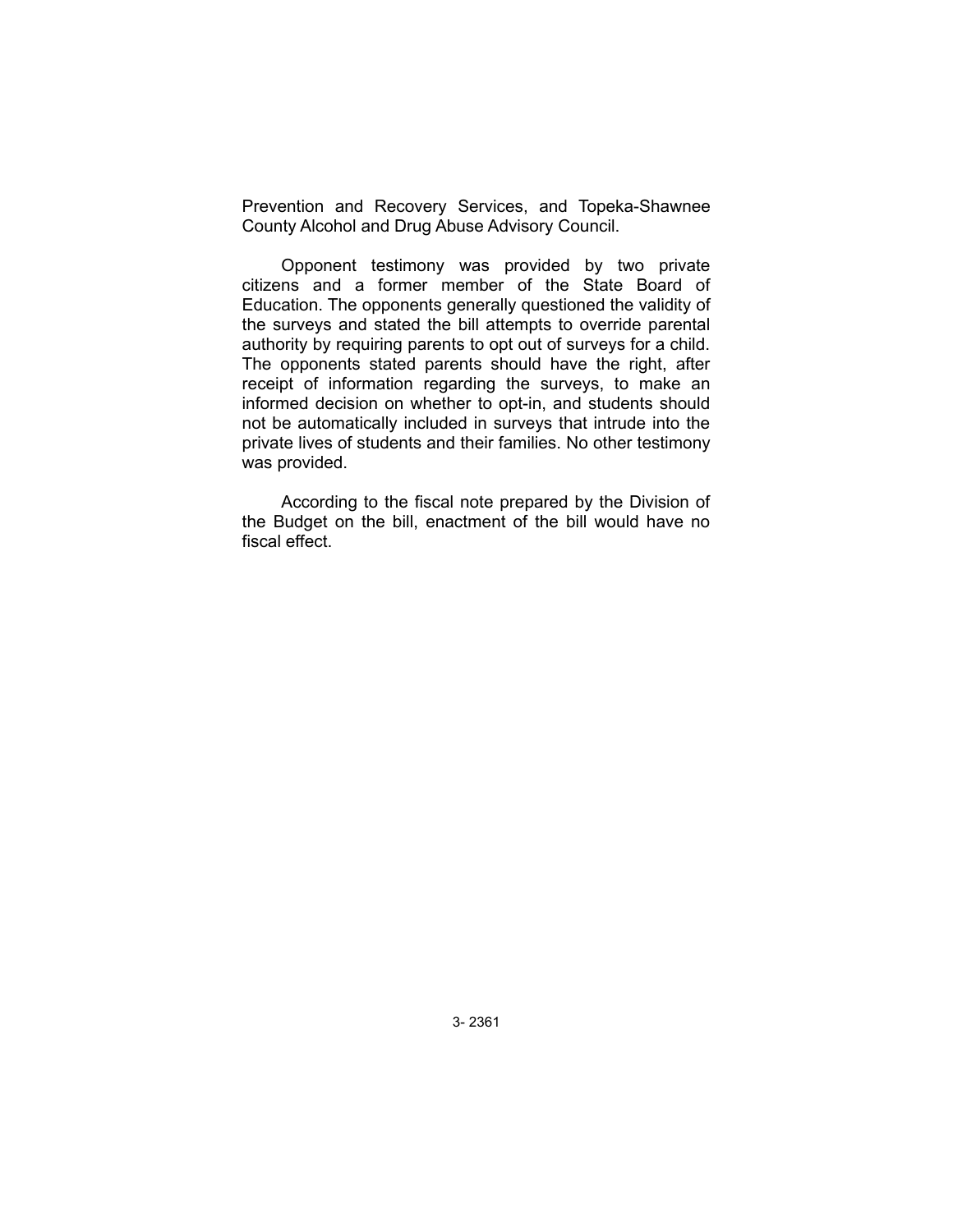Prevention and Recovery Services, and Topeka-Shawnee County Alcohol and Drug Abuse Advisory Council.

Opponent testimony was provided by two private citizens and a former member of the State Board of Education. The opponents generally questioned the validity of the surveys and stated the bill attempts to override parental authority by requiring parents to opt out of surveys for a child. The opponents stated parents should have the right, after receipt of information regarding the surveys, to make an informed decision on whether to opt-in, and students should not be automatically included in surveys that intrude into the private lives of students and their families. No other testimony was provided.

According to the fiscal note prepared by the Division of the Budget on the bill, enactment of the bill would have no fiscal effect.